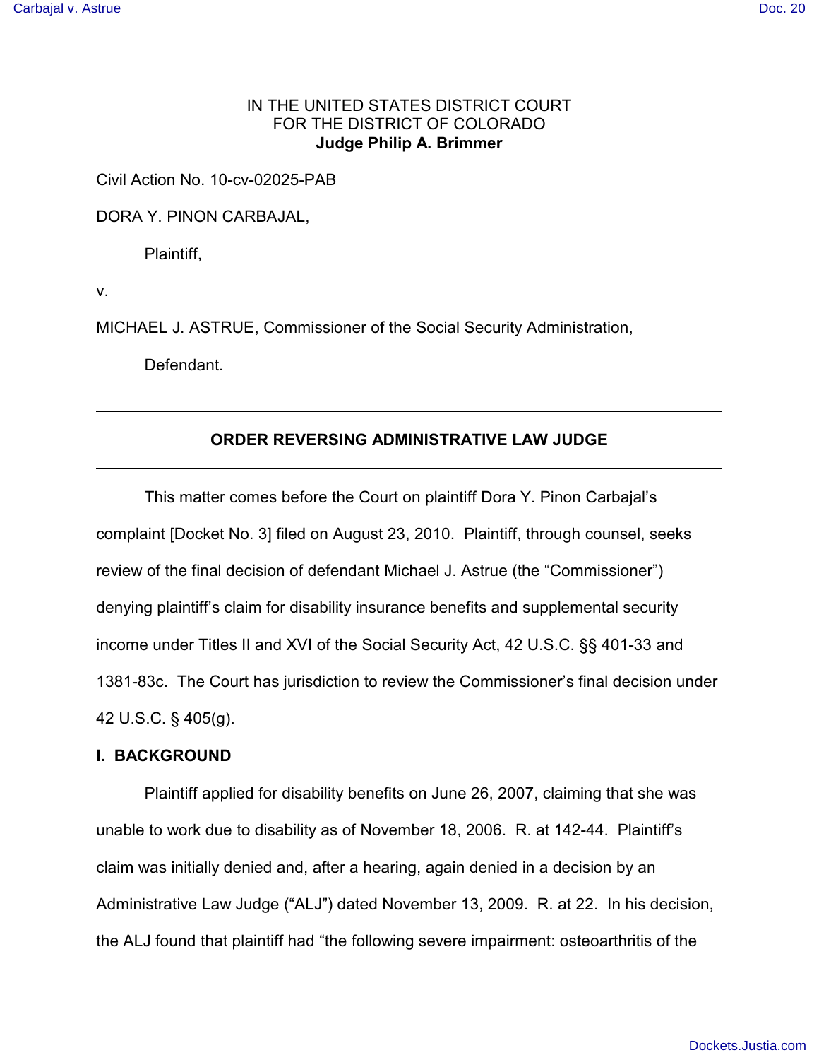IN THE UNITED STATES DISTRICT COURT
FOR THE DISTRICT OF COLORADO
**Judge Philip A. Brimmer**

Civil Action No. 10-cv-02025-PAB

DORA Y. PINON CARBAJAL,

Plaintiff,

v.

MICHAEL J. ASTRUE, Commissioner of the Social Security Administration,

Defendant.

---

## ORDER REVERSING ADMINISTRATIVE LAW JUDGE

---

This matter comes before the Court on plaintiff Dora Y. Pinon Carbajal's complaint [Docket No. 3] filed on August 23, 2010. Plaintiff, through counsel, seeks review of the final decision of defendant Michael J. Astrue (the "Commissioner") denying plaintiff's claim for disability insurance benefits and supplemental security income under Titles II and XVI of the Social Security Act, 42 U.S.C. §§ 401-33 and 1381-83c. The Court has jurisdiction to review the Commissioner's final decision under 42 U.S.C. § 405(g).

### I. BACKGROUND

Plaintiff applied for disability benefits on June 26, 2007, claiming that she was unable to work due to disability as of November 18, 2006. R. at 142-44. Plaintiff's claim was initially denied and, after a hearing, again denied in a decision by an Administrative Law Judge ("ALJ") dated November 13, 2009. R. at 22. In his decision, the ALJ found that plaintiff had "the following severe impairment: osteoarthritis of the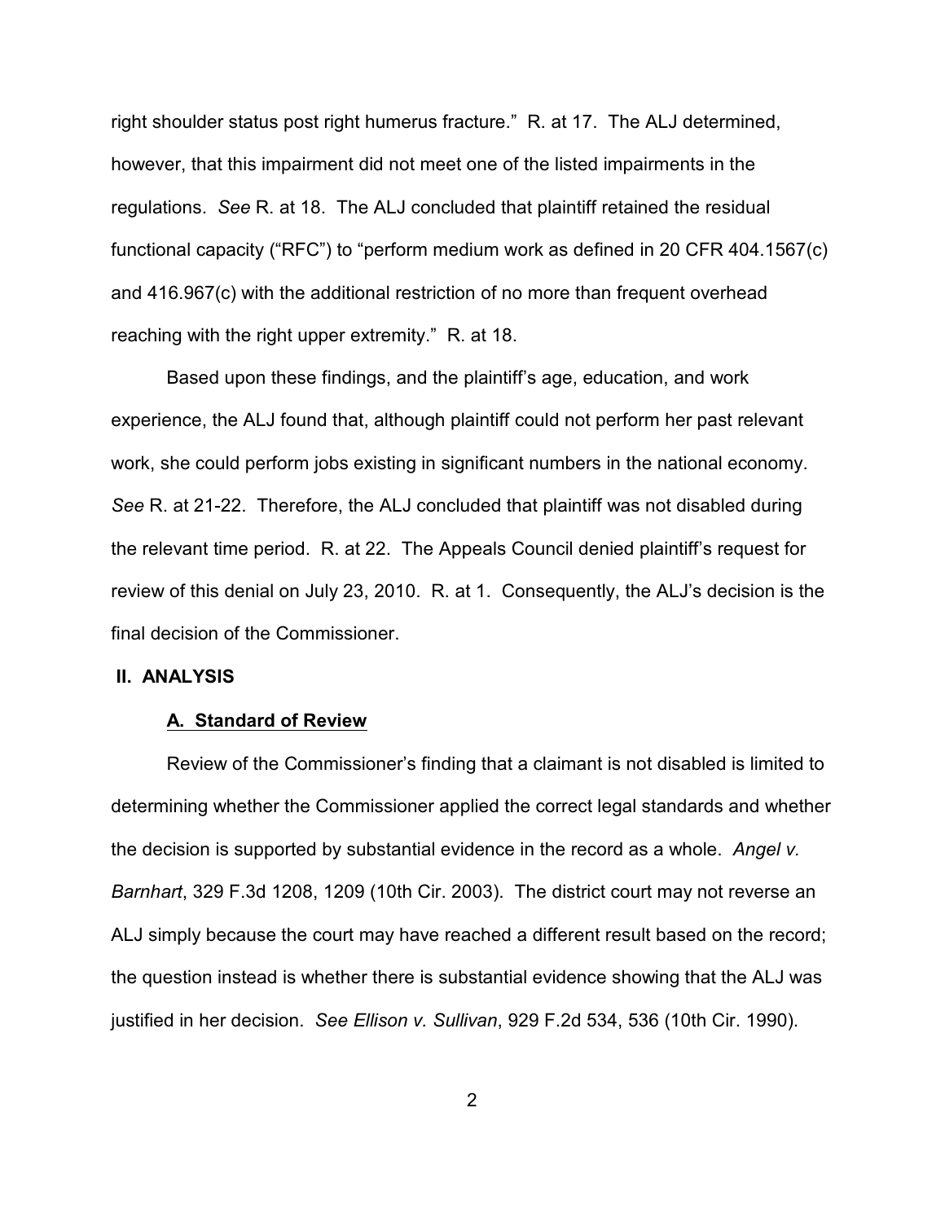right shoulder status post right humerus fracture." R. at 17. The ALJ determined, however, that this impairment did not meet one of the listed impairments in the regulations. *See* R. at 18. The ALJ concluded that plaintiff retained the residual functional capacity ("RFC") to "perform medium work as defined in 20 CFR 404.1567(c) and 416.967(c) with the additional restriction of no more than frequent overhead reaching with the right upper extremity." R. at 18.

Based upon these findings, and the plaintiff's age, education, and work experience, the ALJ found that, although plaintiff could not perform her past relevant work, she could perform jobs existing in significant numbers in the national economy. *See* R. at 21-22. Therefore, the ALJ concluded that plaintiff was not disabled during the relevant time period. R. at 22. The Appeals Council denied plaintiff's request for review of this denial on July 23, 2010. R. at 1. Consequently, the ALJ's decision is the final decision of the Commissioner.

## II. ANALYSIS

### A. Standard of Review

Review of the Commissioner's finding that a claimant is not disabled is limited to determining whether the Commissioner applied the correct legal standards and whether the decision is supported by substantial evidence in the record as a whole. *Angel v. Barnhart*, 329 F.3d 1208, 1209 (10th Cir. 2003). The district court may not reverse an ALJ simply because the court may have reached a different result based on the record; the question instead is whether there is substantial evidence showing that the ALJ was justified in her decision. *See Ellison v. Sullivan*, 929 F.2d 534, 536 (10th Cir. 1990).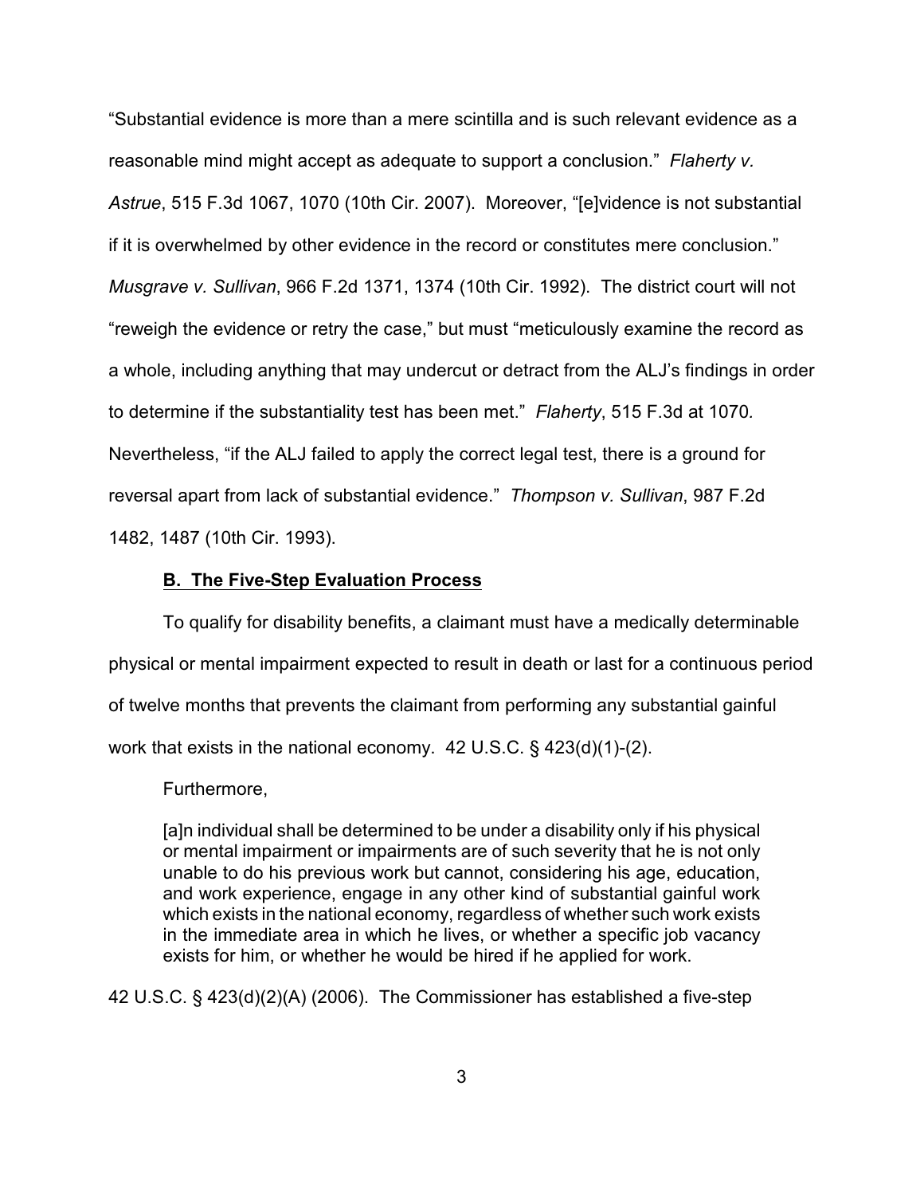"Substantial evidence is more than a mere scintilla and is such relevant evidence as a reasonable mind might accept as adequate to support a conclusion." *Flaherty v. Astrue*, 515 F.3d 1067, 1070 (10th Cir. 2007). Moreover, "[e]vidence is not substantial if it is overwhelmed by other evidence in the record or constitutes mere conclusion." *Musgrave v. Sullivan*, 966 F.2d 1371, 1374 (10th Cir. 1992). The district court will not "reweigh the evidence or retry the case," but must "meticulously examine the record as a whole, including anything that may undercut or detract from the ALJ's findings in order to determine if the substantiality test has been met." *Flaherty*, 515 F.3d at 1070. Nevertheless, "if the ALJ failed to apply the correct legal test, there is a ground for reversal apart from lack of substantial evidence." *Thompson v. Sullivan*, 987 F.2d 1482, 1487 (10th Cir. 1993).

### B. The Five-Step Evaluation Process

To qualify for disability benefits, a claimant must have a medically determinable physical or mental impairment expected to result in death or last for a continuous period of twelve months that prevents the claimant from performing any substantial gainful work that exists in the national economy. 42 U.S.C. § 423(d)(1)-(2).

Furthermore,

> [a]n individual shall be determined to be under a disability only if his physical or mental impairment or impairments are of such severity that he is not only unable to do his previous work but cannot, considering his age, education, and work experience, engage in any other kind of substantial gainful work which exists in the national economy, regardless of whether such work exists in the immediate area in which he lives, or whether a specific job vacancy exists for him, or whether he would be hired if he applied for work.

42 U.S.C. § 423(d)(2)(A) (2006). The Commissioner has established a five-step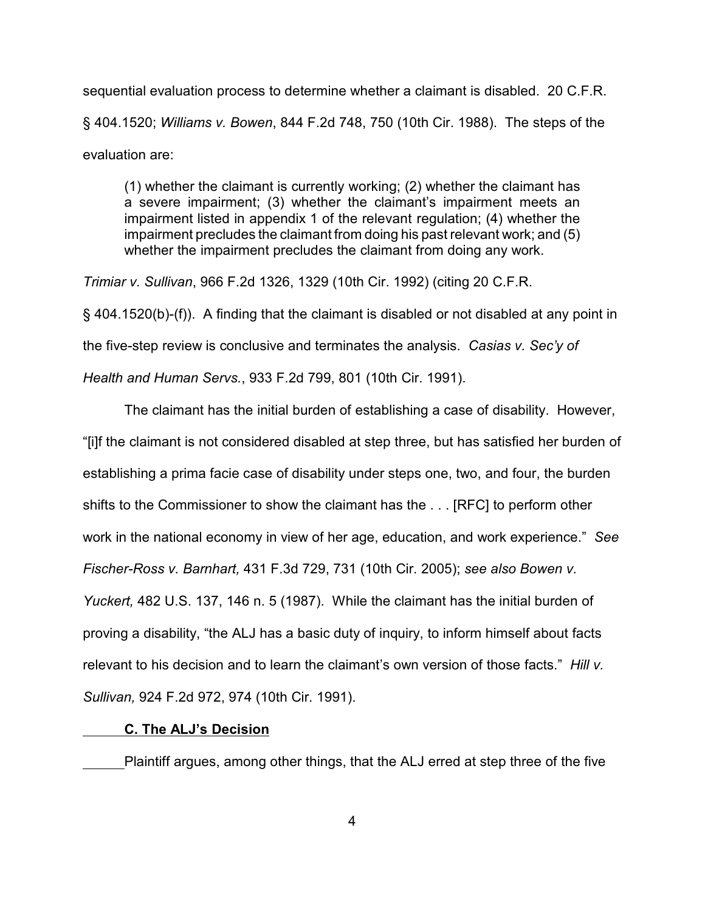sequential evaluation process to determine whether a claimant is disabled. 20 C.F.R. § 404.1520; *Williams v. Bowen*, 844 F.2d 748, 750 (10th Cir. 1988). The steps of the evaluation are:

> (1) whether the claimant is currently working; (2) whether the claimant has a severe impairment; (3) whether the claimant's impairment meets an impairment listed in appendix 1 of the relevant regulation; (4) whether the impairment precludes the claimant from doing his past relevant work; and (5) whether the impairment precludes the claimant from doing any work.

*Trimiar v. Sullivan*, 966 F.2d 1326, 1329 (10th Cir. 1992) (citing 20 C.F.R. § 404.1520(b)-(f)). A finding that the claimant is disabled or not disabled at any point in the five-step review is conclusive and terminates the analysis. *Casias v. Sec'y of Health and Human Servs.*, 933 F.2d 799, 801 (10th Cir. 1991).

The claimant has the initial burden of establishing a case of disability. However, "[i]f the claimant is not considered disabled at step three, but has satisfied her burden of establishing a prima facie case of disability under steps one, two, and four, the burden shifts to the Commissioner to show the claimant has the . . . [RFC] to perform other work in the national economy in view of her age, education, and work experience." *See Fischer-Ross v. Barnhart,* 431 F.3d 729, 731 (10th Cir. 2005); *see also Bowen v. Yuckert,* 482 U.S. 137, 146 n. 5 (1987). While the claimant has the initial burden of proving a disability, "the ALJ has a basic duty of inquiry, to inform himself about facts relevant to his decision and to learn the claimant's own version of those facts." *Hill v. Sullivan,* 924 F.2d 972, 974 (10th Cir. 1991).

**C. The ALJ's Decision**

Plaintiff argues, among other things, that the ALJ erred at step three of the five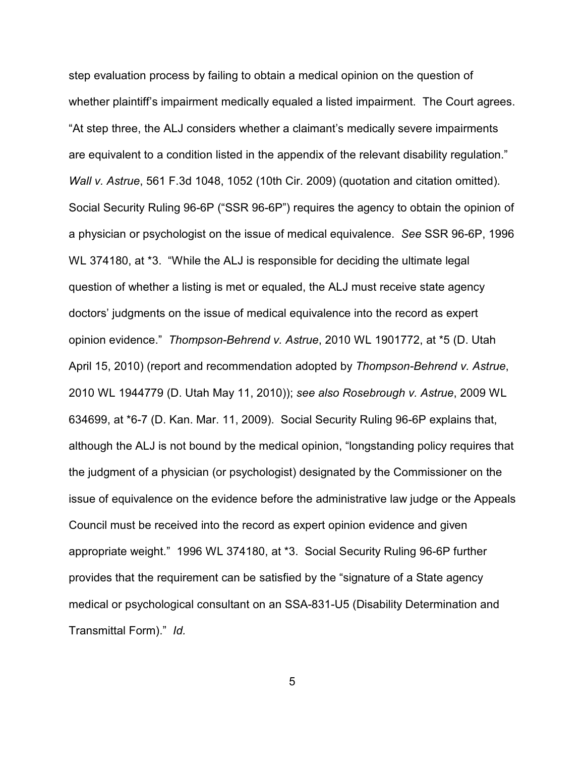step evaluation process by failing to obtain a medical opinion on the question of whether plaintiff's impairment medically equaled a listed impairment. The Court agrees. "At step three, the ALJ considers whether a claimant's medically severe impairments are equivalent to a condition listed in the appendix of the relevant disability regulation." *Wall v. Astrue*, 561 F.3d 1048, 1052 (10th Cir. 2009) (quotation and citation omitted). Social Security Ruling 96-6P ("SSR 96-6P") requires the agency to obtain the opinion of a physician or psychologist on the issue of medical equivalence. *See* SSR 96-6P, 1996 WL 374180, at *3. "While the ALJ is responsible for deciding the ultimate legal question of whether a listing is met or equaled, the ALJ must receive state agency doctors' judgments on the issue of medical equivalence into the record as expert opinion evidence." *Thompson-Behrend v. Astrue*, 2010 WL 1901772, at *5 (D. Utah April 15, 2010) (report and recommendation adopted by *Thompson-Behrend v. Astrue*, 2010 WL 1944779 (D. Utah May 11, 2010)); *see also Rosebrough v. Astrue*, 2009 WL 634699, at *6-7 (D. Kan. Mar. 11, 2009). Social Security Ruling 96-6P explains that, although the ALJ is not bound by the medical opinion, "longstanding policy requires that the judgment of a physician (or psychologist) designated by the Commissioner on the issue of equivalence on the evidence before the administrative law judge or the Appeals Council must be received into the record as expert opinion evidence and given appropriate weight." 1996 WL 374180, at *3. Social Security Ruling 96-6P further provides that the requirement can be satisfied by the "signature of a State agency medical or psychological consultant on an SSA-831-U5 (Disability Determination and Transmittal Form)." *Id.*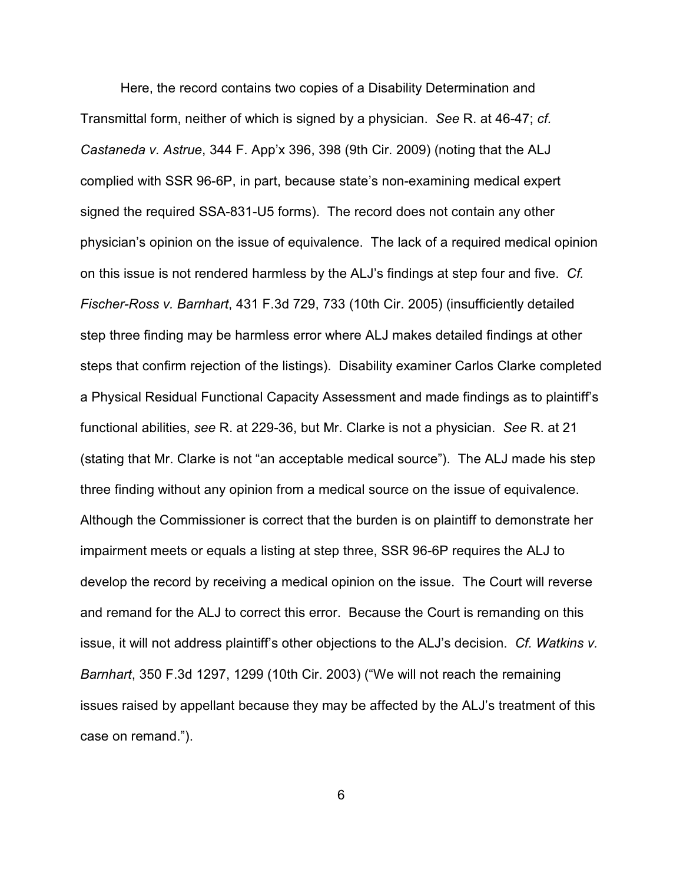Here, the record contains two copies of a Disability Determination and Transmittal form, neither of which is signed by a physician. *See* R. at 46-47; *cf. Castaneda v. Astrue*, 344 F. App'x 396, 398 (9th Cir. 2009) (noting that the ALJ complied with SSR 96-6P, in part, because state's non-examining medical expert signed the required SSA-831-U5 forms). The record does not contain any other physician's opinion on the issue of equivalence. The lack of a required medical opinion on this issue is not rendered harmless by the ALJ's findings at step four and five. *Cf. Fischer-Ross v. Barnhart*, 431 F.3d 729, 733 (10th Cir. 2005) (insufficiently detailed step three finding may be harmless error where ALJ makes detailed findings at other steps that confirm rejection of the listings). Disability examiner Carlos Clarke completed a Physical Residual Functional Capacity Assessment and made findings as to plaintiff's functional abilities, *see* R. at 229-36, but Mr. Clarke is not a physician. *See* R. at 21 (stating that Mr. Clarke is not "an acceptable medical source"). The ALJ made his step three finding without any opinion from a medical source on the issue of equivalence. Although the Commissioner is correct that the burden is on plaintiff to demonstrate her impairment meets or equals a listing at step three, SSR 96-6P requires the ALJ to develop the record by receiving a medical opinion on the issue. The Court will reverse and remand for the ALJ to correct this error. Because the Court is remanding on this issue, it will not address plaintiff's other objections to the ALJ's decision. *Cf. Watkins v. Barnhart*, 350 F.3d 1297, 1299 (10th Cir. 2003) ("We will not reach the remaining issues raised by appellant because they may be affected by the ALJ's treatment of this case on remand.").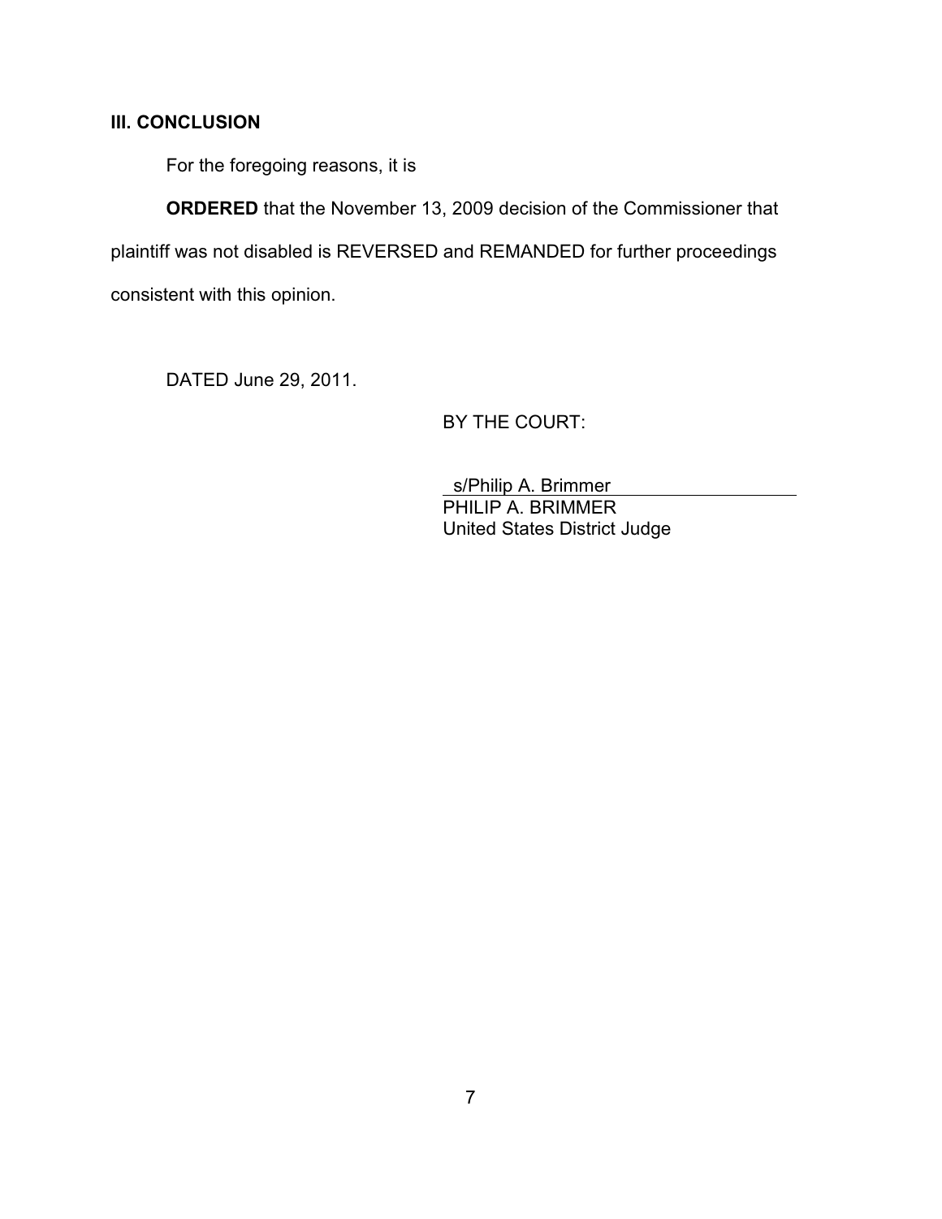## III. CONCLUSION

For the foregoing reasons, it is

**ORDERED** that the November 13, 2009 decision of the Commissioner that plaintiff was not disabled is REVERSED and REMANDED for further proceedings consistent with this opinion.

DATED June 29, 2011.

BY THE COURT:

s/Philip A. Brimmer
PHILIP A. BRIMMER
United States District Judge